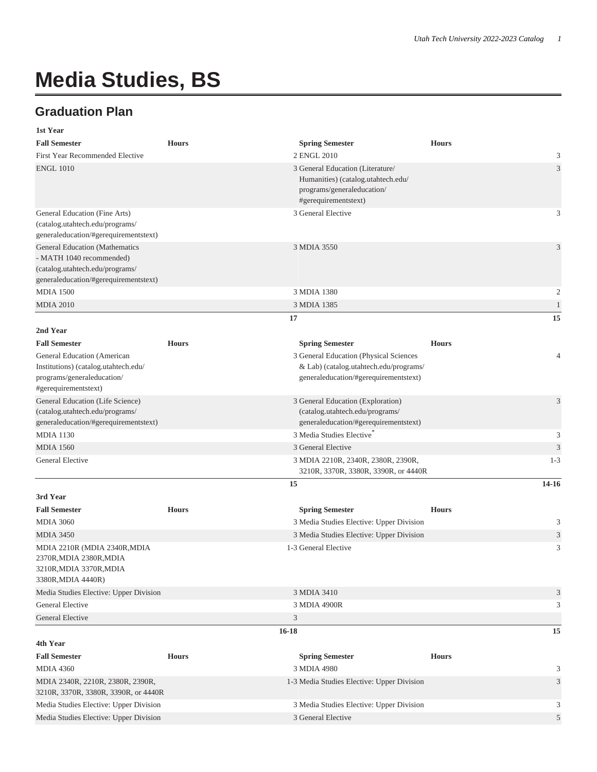# Media Studies, BS

## Graduation Plan

| 1st Year | | | |
|---|---|---|---|
| **Fall Semester** | **Hours** | **Spring Semester** | **Hours** |
| First Year Recommended Elective | 2 | ENGL 2010 | 3 |
| ENGL 1010 | 3 | General Education (Literature/ Humanities) (catalog.utahtech.edu/ programs/generaleducation/ #gerequirementstext) | 3 |
| General Education (Fine Arts) (catalog.utahtech.edu/programs/ generaleducation/#gerequirementstext) | 3 | General Elective | 3 |
| General Education (Mathematics - MATH 1040 recommended) (catalog.utahtech.edu/programs/ generaleducation/#gerequirementstext) | 3 | MDIA 3550 | 3 |
| MDIA 1500 | 3 | MDIA 1380 | 2 |
| MDIA 2010 | 3 | MDIA 1385 | 1 |
| | **17** | | **15** |
| **2nd Year** | | | |
| **Fall Semester** | **Hours** | **Spring Semester** | **Hours** |
| General Education (American Institutions) (catalog.utahtech.edu/ programs/generaleducation/ #gerequirementstext) | 3 | General Education (Physical Sciences & Lab) (catalog.utahtech.edu/programs/ generaleducation/#gerequirementstext) | 4 |
| General Education (Life Science) (catalog.utahtech.edu/programs/ generaleducation/#gerequirementstext) | 3 | General Education (Exploration) (catalog.utahtech.edu/programs/ generaleducation/#gerequirementstext) | 3 |
| MDIA 1130 | 3 | Media Studies Elective* | 3 |
| MDIA 1560 | 3 | General Elective | 3 |
| General Elective | 3 | MDIA 2210R, 2340R, 2380R, 2390R, 3210R, 3370R, 3380R, 3390R, or 4440R | 1-3 |
| | **15** | | **14-16** |
| **3rd Year** | | | |
| **Fall Semester** | **Hours** | **Spring Semester** | **Hours** |
| MDIA 3060 | 3 | Media Studies Elective: Upper Division | 3 |
| MDIA 3450 | 3 | Media Studies Elective: Upper Division | 3 |
| MDIA 2210R (MDIA 2340R,MDIA 2370R,MDIA 2380R,MDIA 3210R,MDIA 3370R,MDIA 3380R,MDIA 4440R) | 1-3 | General Elective | 3 |
| Media Studies Elective: Upper Division | 3 | MDIA 3410 | 3 |
| General Elective | 3 | MDIA 4900R | 3 |
| General Elective | 3 | | |
| | **16-18** | | **15** |
| **4th Year** | | | |
| **Fall Semester** | **Hours** | **Spring Semester** | **Hours** |
| MDIA 4360 | 3 | MDIA 4980 | 3 |
| MDIA 2340R, 2210R, 2380R, 2390R, 3210R, 3370R, 3380R, 3390R, or 4440R | 1-3 | Media Studies Elective: Upper Division | 3 |
| Media Studies Elective: Upper Division | 3 | Media Studies Elective: Upper Division | 3 |
| Media Studies Elective: Upper Division | 3 | General Elective | 5 |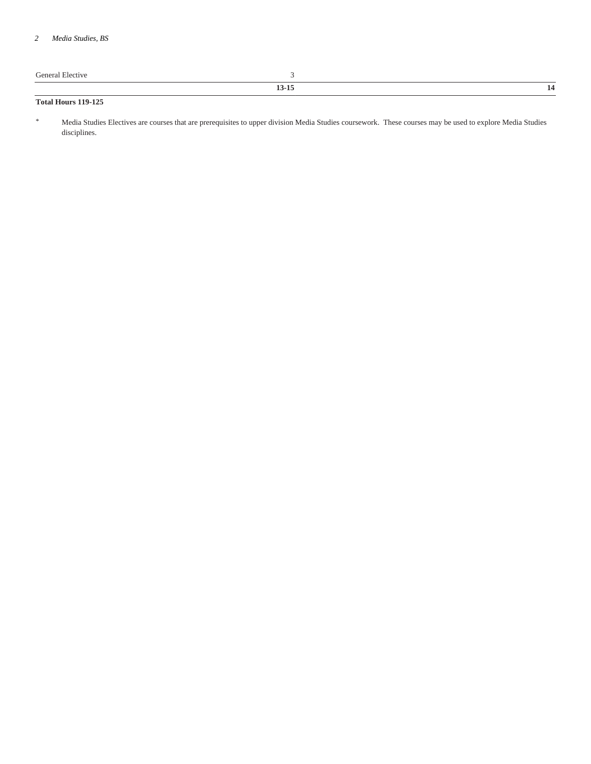| | | |
|---|---|---|
| General Elective | 3 | |
| | **13-15** | **14** |

**Total Hours 119-125**

* Media Studies Electives are courses that are prerequisites to upper division Media Studies coursework. These courses may be used to explore Media Studies disciplines.